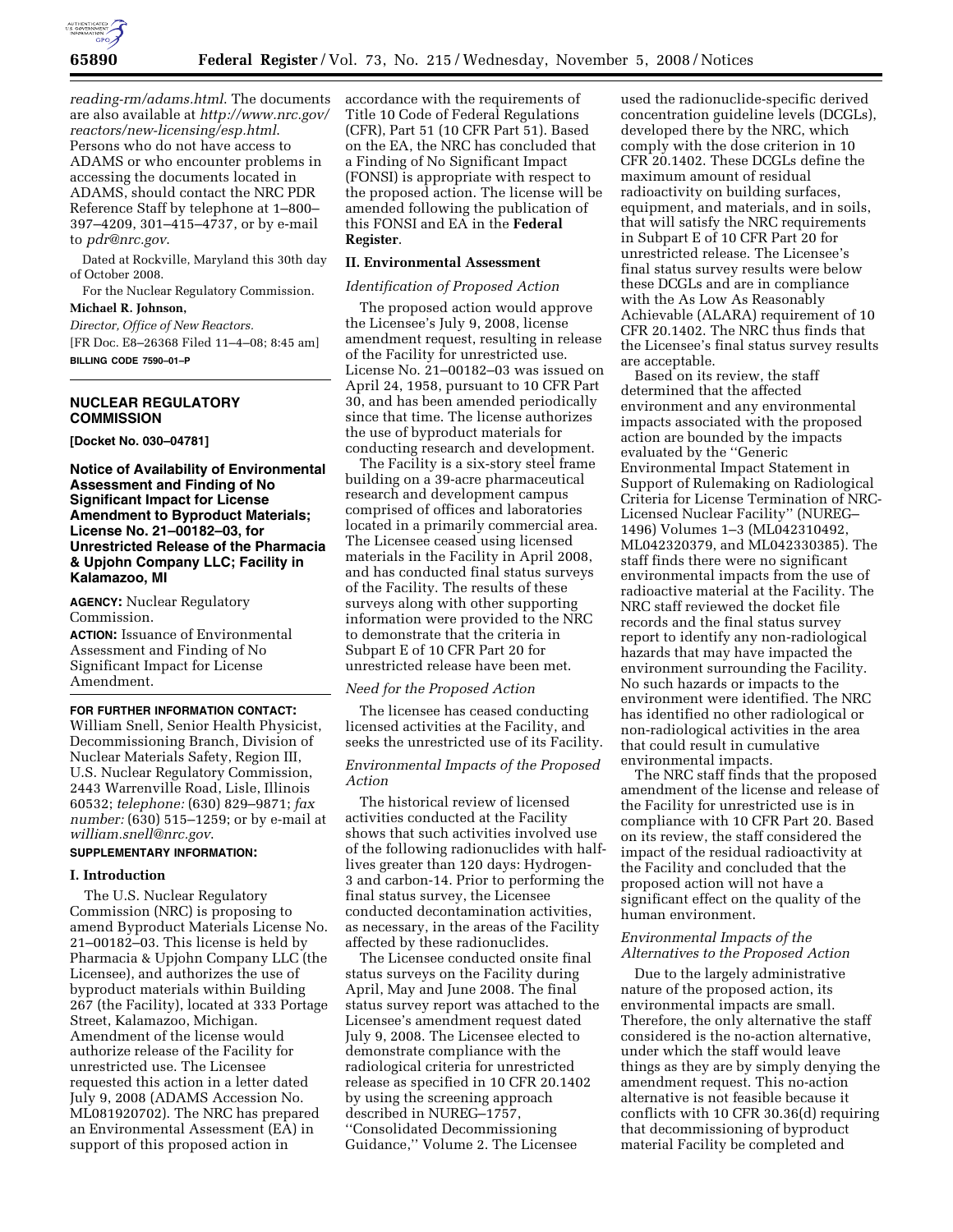*reading-rm/adams.html.* The documents are also available at *http://www.nrc.gov/reactors/new-licensing/esp.html*. Persons who do not have access to ADAMS or who encounter problems in accessing the documents located in ADAMS, should contact the NRC PDR Reference Staff by telephone at 1–800–397–4209, 301–415–4737, or by e-mail to *pdr@nrc.gov*.

Dated at Rockville, Maryland this 30th day of October 2008.

For the Nuclear Regulatory Commission.

**Michael R. Johnson,**

*Director, Office of New Reactors.*

[FR Doc. E8–26368 Filed 11–4–08; 8:45 am]

**BILLING CODE 7590–01–P**

## NUCLEAR REGULATORY COMMISSION

**[Docket No. 030–04781]**

## Notice of Availability of Environmental Assessment and Finding of No Significant Impact for License Amendment to Byproduct Materials; License No. 21–00182–03, for Unrestricted Release of the Pharmacia & Upjohn Company LLC; Facility in Kalamazoo, MI

**AGENCY:** Nuclear Regulatory Commission.

**ACTION:** Issuance of Environmental Assessment and Finding of No Significant Impact for License Amendment.

**FOR FURTHER INFORMATION CONTACT:** William Snell, Senior Health Physicist, Decommissioning Branch, Division of Nuclear Materials Safety, Region III, U.S. Nuclear Regulatory Commission, 2443 Warrenville Road, Lisle, Illinois 60532; *telephone:* (630) 829–9871; *fax number:* (630) 515–1259; or by e-mail at *william.snell@nrc.gov*.

**SUPPLEMENTARY INFORMATION:**

### I. Introduction

The U.S. Nuclear Regulatory Commission (NRC) is proposing to amend Byproduct Materials License No. 21–00182–03. This license is held by Pharmacia & Upjohn Company LLC (the Licensee), and authorizes the use of byproduct materials within Building 267 (the Facility), located at 333 Portage Street, Kalamazoo, Michigan. Amendment of the license would authorize release of the Facility for unrestricted use. The Licensee requested this action in a letter dated July 9, 2008 (ADAMS Accession No. ML081920702). The NRC has prepared an Environmental Assessment (EA) in support of this proposed action in accordance with the requirements of Title 10 Code of Federal Regulations (CFR), Part 51 (10 CFR Part 51). Based on the EA, the NRC has concluded that a Finding of No Significant Impact (FONSI) is appropriate with respect to the proposed action. The license will be amended following the publication of this FONSI and EA in the **Federal Register**.

### II. Environmental Assessment

*Identification of Proposed Action*

The proposed action would approve the Licensee's July 9, 2008, license amendment request, resulting in release of the Facility for unrestricted use. License No. 21–00182–03 was issued on April 24, 1958, pursuant to 10 CFR Part 30, and has been amended periodically since that time. The license authorizes the use of byproduct materials for conducting research and development.

The Facility is a six-story steel frame building on a 39-acre pharmaceutical research and development campus comprised of offices and laboratories located in a primarily commercial area. The Licensee ceased using licensed materials in the Facility in April 2008, and has conducted final status surveys of the Facility. The results of these surveys along with other supporting information were provided to the NRC to demonstrate that the criteria in Subpart E of 10 CFR Part 20 for unrestricted release have been met.

*Need for the Proposed Action*

The licensee has ceased conducting licensed activities at the Facility, and seeks the unrestricted use of its Facility.

*Environmental Impacts of the Proposed Action*

The historical review of licensed activities conducted at the Facility shows that such activities involved use of the following radionuclides with half-lives greater than 120 days: Hydrogen-3 and carbon-14. Prior to performing the final status survey, the Licensee conducted decontamination activities, as necessary, in the areas of the Facility affected by these radionuclides.

The Licensee conducted onsite final status surveys on the Facility during April, May and June 2008. The final status survey report was attached to the Licensee's amendment request dated July 9, 2008. The Licensee elected to demonstrate compliance with the radiological criteria for unrestricted release as specified in 10 CFR 20.1402 by using the screening approach described in NUREG–1757, ''Consolidated Decommissioning Guidance,'' Volume 2. The Licensee used the radionuclide-specific derived concentration guideline levels (DCGLs), developed there by the NRC, which comply with the dose criterion in 10 CFR 20.1402. These DCGLs define the maximum amount of residual radioactivity on building surfaces, equipment, and materials, and in soils, that will satisfy the NRC requirements in Subpart E of 10 CFR Part 20 for unrestricted release. The Licensee's final status survey results were below these DCGLs and are in compliance with the As Low As Reasonably Achievable (ALARA) requirement of 10 CFR 20.1402. The NRC thus finds that the Licensee's final status survey results are acceptable.

Based on its review, the staff determined that the affected environment and any environmental impacts associated with the proposed action are bounded by the impacts evaluated by the ''Generic Environmental Impact Statement in Support of Rulemaking on Radiological Criteria for License Termination of NRC-Licensed Nuclear Facility'' (NUREG–1496) Volumes 1–3 (ML042310492, ML042320379, and ML042330385). The staff finds there were no significant environmental impacts from the use of radioactive material at the Facility. The NRC staff reviewed the docket file records and the final status survey report to identify any non-radiological hazards that may have impacted the environment surrounding the Facility. No such hazards or impacts to the environment were identified. The NRC has identified no other radiological or non-radiological activities in the area that could result in cumulative environmental impacts.

The NRC staff finds that the proposed amendment of the license and release of the Facility for unrestricted use is in compliance with 10 CFR Part 20. Based on its review, the staff considered the impact of the residual radioactivity at the Facility and concluded that the proposed action will not have a significant effect on the quality of the human environment.

*Environmental Impacts of the Alternatives to the Proposed Action*

Due to the largely administrative nature of the proposed action, its environmental impacts are small. Therefore, the only alternative the staff considered is the no-action alternative, under which the staff would leave things as they are by simply denying the amendment request. This no-action alternative is not feasible because it conflicts with 10 CFR 30.36(d) requiring that decommissioning of byproduct material Facility be completed and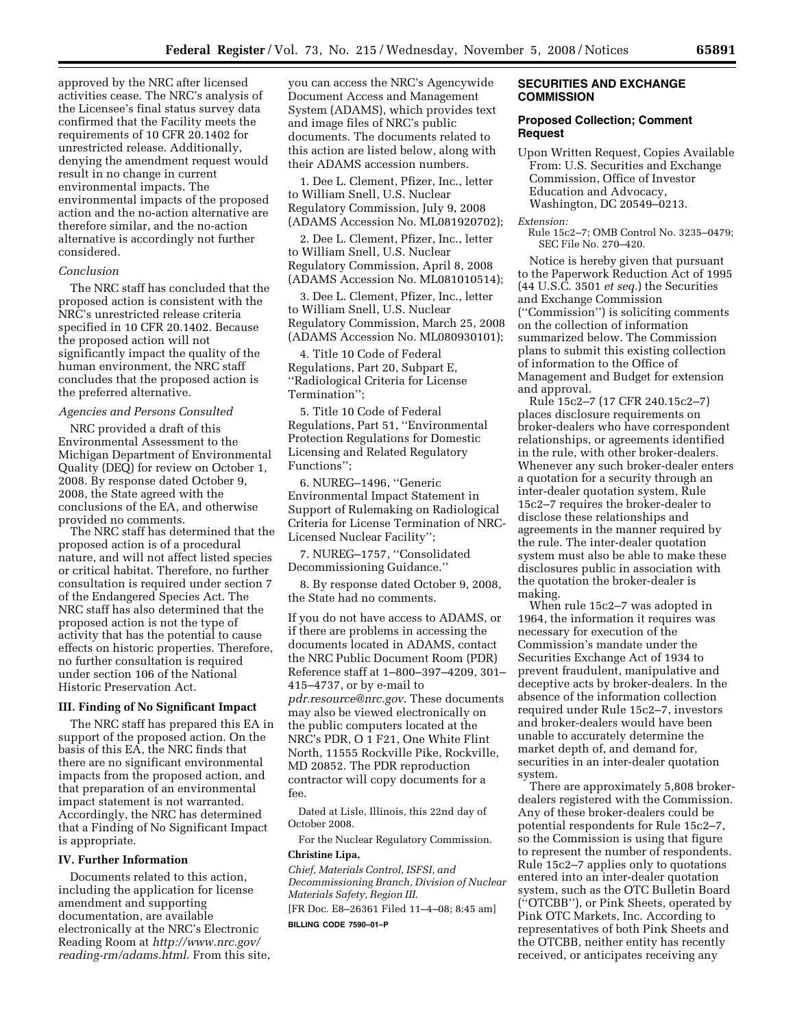approved by the NRC after licensed activities cease. The NRC's analysis of the Licensee's final status survey data confirmed that the Facility meets the requirements of 10 CFR 20.1402 for unrestricted release. Additionally, denying the amendment request would result in no change in current environmental impacts. The environmental impacts of the proposed action and the no-action alternative are therefore similar, and the no-action alternative is accordingly not further considered.

*Conclusion*

The NRC staff has concluded that the proposed action is consistent with the NRC's unrestricted release criteria specified in 10 CFR 20.1402. Because the proposed action will not significantly impact the quality of the human environment, the NRC staff concludes that the proposed action is the preferred alternative.

*Agencies and Persons Consulted*

NRC provided a draft of this Environmental Assessment to the Michigan Department of Environmental Quality (DEQ) for review on October 1, 2008. By response dated October 9, 2008, the State agreed with the conclusions of the EA, and otherwise provided no comments.

The NRC staff has determined that the proposed action is of a procedural nature, and will not affect listed species or critical habitat. Therefore, no further consultation is required under section 7 of the Endangered Species Act. The NRC staff has also determined that the proposed action is not the type of activity that has the potential to cause effects on historic properties. Therefore, no further consultation is required under section 106 of the National Historic Preservation Act.

## III. Finding of No Significant Impact

The NRC staff has prepared this EA in support of the proposed action. On the basis of this EA, the NRC finds that there are no significant environmental impacts from the proposed action, and that preparation of an environmental impact statement is not warranted. Accordingly, the NRC has determined that a Finding of No Significant Impact is appropriate.

## IV. Further Information

Documents related to this action, including the application for license amendment and supporting documentation, are available electronically at the NRC's Electronic Reading Room at *http://www.nrc.gov/reading-rm/adams.html.* From this site, you can access the NRC's Agencywide Document Access and Management System (ADAMS), which provides text and image files of NRC's public documents. The documents related to this action are listed below, along with their ADAMS accession numbers.

1. Dee L. Clement, Pfizer, Inc., letter to William Snell, U.S. Nuclear Regulatory Commission, July 9, 2008 (ADAMS Accession No. ML081920702);

2. Dee L. Clement, Pfizer, Inc., letter to William Snell, U.S. Nuclear Regulatory Commission, April 8, 2008 (ADAMS Accession No. ML081010514);

3. Dee L. Clement, Pfizer, Inc., letter to William Snell, U.S. Nuclear Regulatory Commission, March 25, 2008 (ADAMS Accession No. ML080930101);

4. Title 10 Code of Federal Regulations, Part 20, Subpart E, ''Radiological Criteria for License Termination'';

5. Title 10 Code of Federal Regulations, Part 51, ''Environmental Protection Regulations for Domestic Licensing and Related Regulatory Functions'';

6. NUREG–1496, ''Generic Environmental Impact Statement in Support of Rulemaking on Radiological Criteria for License Termination of NRC-Licensed Nuclear Facility'';

7. NUREG–1757, ''Consolidated Decommissioning Guidance.''

8. By response dated October 9, 2008, the State had no comments.

If you do not have access to ADAMS, or if there are problems in accessing the documents located in ADAMS, contact the NRC Public Document Room (PDR) Reference staff at 1–800–397–4209, 301–415–4737, or by e-mail to *pdr.resource@nrc.gov*. These documents may also be viewed electronically on the public computers located at the NRC's PDR, O 1 F21, One White Flint North, 11555 Rockville Pike, Rockville, MD 20852. The PDR reproduction contractor will copy documents for a fee.

Dated at Lisle, Illinois, this 22nd day of October 2008.

For the Nuclear Regulatory Commission.

**Christine Lipa,**

*Chief, Materials Control, ISFSI, and Decommissioning Branch, Division of Nuclear Materials Safety, Region III.*

[FR Doc. E8–26361 Filed 11–4–08; 8:45 am]

**BILLING CODE 7590–01–P**

## SECURITIES AND EXCHANGE COMMISSION

### Proposed Collection; Comment Request

Upon Written Request, Copies Available From: U.S. Securities and Exchange Commission, Office of Investor Education and Advocacy, Washington, DC 20549–0213.

*Extension:*

Rule 15c2–7; OMB Control No. 3235–0479; SEC File No. 270–420.

Notice is hereby given that pursuant to the Paperwork Reduction Act of 1995 (44 U.S.C. 3501 *et seq.*) the Securities and Exchange Commission (''Commission'') is soliciting comments on the collection of information summarized below. The Commission plans to submit this existing collection of information to the Office of Management and Budget for extension and approval.

Rule 15c2–7 (17 CFR 240.15c2–7) places disclosure requirements on broker-dealers who have correspondent relationships, or agreements identified in the rule, with other broker-dealers. Whenever any such broker-dealer enters a quotation for a security through an inter-dealer quotation system, Rule 15c2–7 requires the broker-dealer to disclose these relationships and agreements in the manner required by the rule. The inter-dealer quotation system must also be able to make these disclosures public in association with the quotation the broker-dealer is making.

When rule 15c2–7 was adopted in 1964, the information it requires was necessary for execution of the Commission's mandate under the Securities Exchange Act of 1934 to prevent fraudulent, manipulative and deceptive acts by broker-dealers. In the absence of the information collection required under Rule 15c2–7, investors and broker-dealers would have been unable to accurately determine the market depth of, and demand for, securities in an inter-dealer quotation system.

There are approximately 5,808 broker-dealers registered with the Commission. Any of these broker-dealers could be potential respondents for Rule 15c2–7, so the Commission is using that figure to represent the number of respondents. Rule 15c2–7 applies only to quotations entered into an inter-dealer quotation system, such as the OTC Bulletin Board (''OTCBB''), or Pink Sheets, operated by Pink OTC Markets, Inc. According to representatives of both Pink Sheets and the OTCBB, neither entity has recently received, or anticipates receiving any